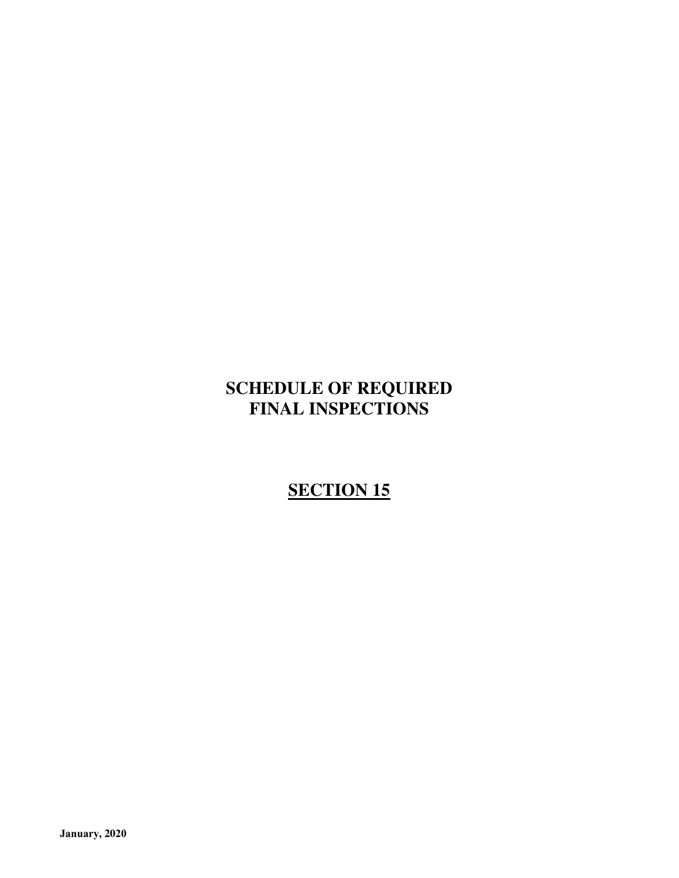# SCHEDULE OF REQUIRED FINAL INSPECTIONS

## SECTION 15

**January, 2020**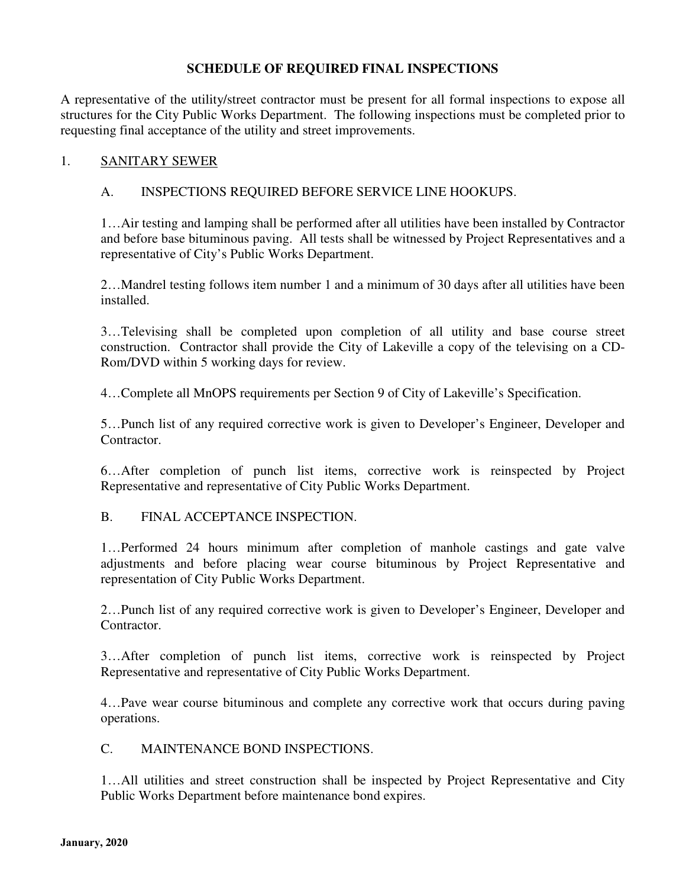## SCHEDULE OF REQUIRED FINAL INSPECTIONS

A representative of the utility/street contractor must be present for all formal inspections to expose all structures for the City Public Works Department. The following inspections must be completed prior to requesting final acceptance of the utility and street improvements.

1. <u>SANITARY SEWER</u>

A. INSPECTIONS REQUIRED BEFORE SERVICE LINE HOOKUPS.

1…Air testing and lamping shall be performed after all utilities have been installed by Contractor and before base bituminous paving. All tests shall be witnessed by Project Representatives and a representative of City's Public Works Department.

2…Mandrel testing follows item number 1 and a minimum of 30 days after all utilities have been installed.

3…Televising shall be completed upon completion of all utility and base course street construction. Contractor shall provide the City of Lakeville a copy of the televising on a CD-Rom/DVD within 5 working days for review.

4…Complete all MnOPS requirements per Section 9 of City of Lakeville's Specification.

5…Punch list of any required corrective work is given to Developer's Engineer, Developer and Contractor.

6…After completion of punch list items, corrective work is reinspected by Project Representative and representative of City Public Works Department.

B. FINAL ACCEPTANCE INSPECTION.

1…Performed 24 hours minimum after completion of manhole castings and gate valve adjustments and before placing wear course bituminous by Project Representative and representation of City Public Works Department.

2…Punch list of any required corrective work is given to Developer's Engineer, Developer and Contractor.

3…After completion of punch list items, corrective work is reinspected by Project Representative and representative of City Public Works Department.

4…Pave wear course bituminous and complete any corrective work that occurs during paving operations.

C. MAINTENANCE BOND INSPECTIONS.

1…All utilities and street construction shall be inspected by Project Representative and City Public Works Department before maintenance bond expires.

**January, 2020**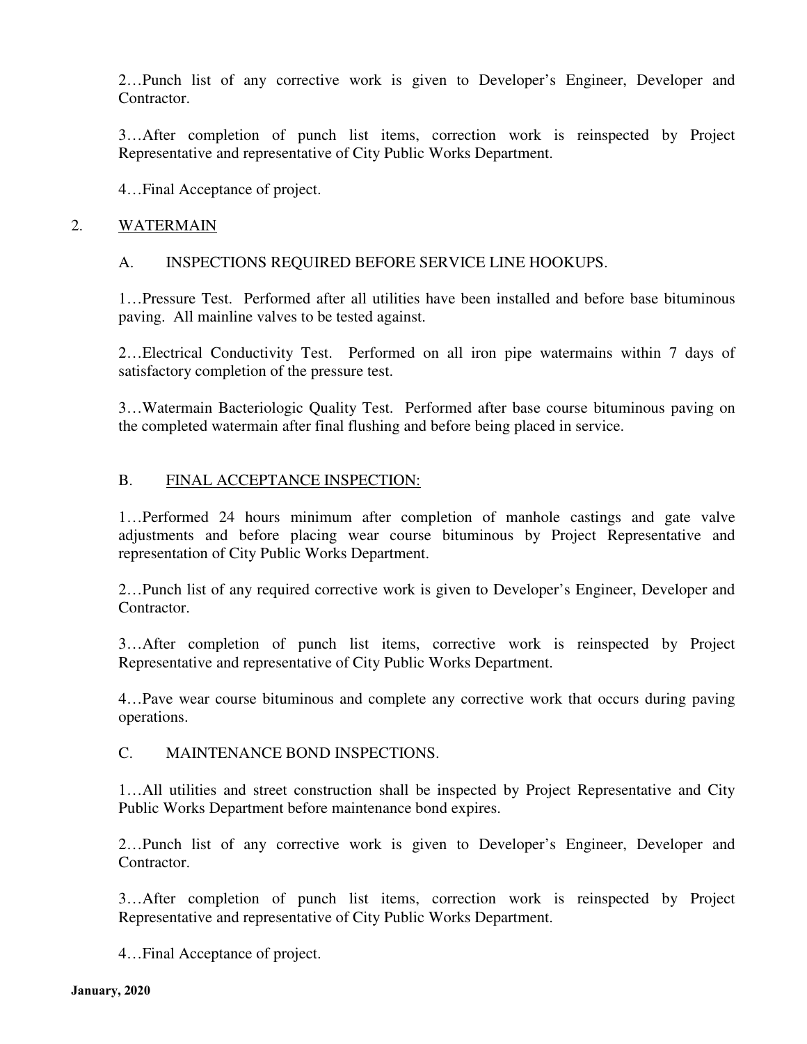2…Punch list of any corrective work is given to Developer's Engineer, Developer and Contractor.

3…After completion of punch list items, correction work is reinspected by Project Representative and representative of City Public Works Department.

4…Final Acceptance of project.

## 2. WATERMAIN

### A. INSPECTIONS REQUIRED BEFORE SERVICE LINE HOOKUPS.

1…Pressure Test. Performed after all utilities have been installed and before base bituminous paving. All mainline valves to be tested against.

2…Electrical Conductivity Test. Performed on all iron pipe watermains within 7 days of satisfactory completion of the pressure test.

3…Watermain Bacteriologic Quality Test. Performed after base course bituminous paving on the completed watermain after final flushing and before being placed in service.

### B. FINAL ACCEPTANCE INSPECTION:

1…Performed 24 hours minimum after completion of manhole castings and gate valve adjustments and before placing wear course bituminous by Project Representative and representation of City Public Works Department.

2…Punch list of any required corrective work is given to Developer's Engineer, Developer and Contractor.

3…After completion of punch list items, corrective work is reinspected by Project Representative and representative of City Public Works Department.

4…Pave wear course bituminous and complete any corrective work that occurs during paving operations.

### C. MAINTENANCE BOND INSPECTIONS.

1…All utilities and street construction shall be inspected by Project Representative and City Public Works Department before maintenance bond expires.

2…Punch list of any corrective work is given to Developer's Engineer, Developer and Contractor.

3…After completion of punch list items, correction work is reinspected by Project Representative and representative of City Public Works Department.

4…Final Acceptance of project.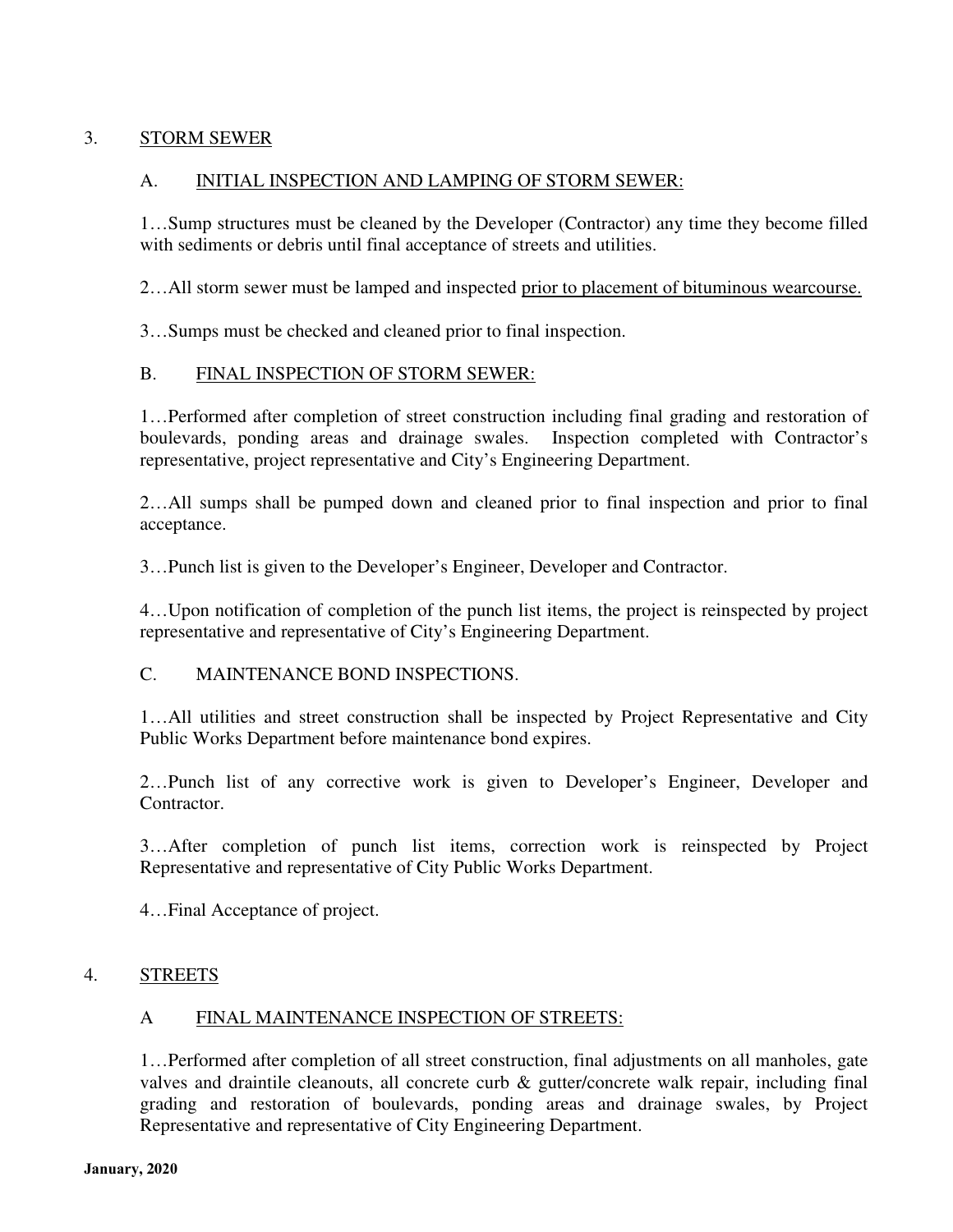## 3. STORM SEWER

### A. INITIAL INSPECTION AND LAMPING OF STORM SEWER:

1…Sump structures must be cleaned by the Developer (Contractor) any time they become filled with sediments or debris until final acceptance of streets and utilities.

2…All storm sewer must be lamped and inspected prior to placement of bituminous wearcourse.

3…Sumps must be checked and cleaned prior to final inspection.

### B. FINAL INSPECTION OF STORM SEWER:

1…Performed after completion of street construction including final grading and restoration of boulevards, ponding areas and drainage swales. Inspection completed with Contractor's representative, project representative and City's Engineering Department.

2…All sumps shall be pumped down and cleaned prior to final inspection and prior to final acceptance.

3…Punch list is given to the Developer's Engineer, Developer and Contractor.

4…Upon notification of completion of the punch list items, the project is reinspected by project representative and representative of City's Engineering Department.

### C. MAINTENANCE BOND INSPECTIONS.

1…All utilities and street construction shall be inspected by Project Representative and City Public Works Department before maintenance bond expires.

2…Punch list of any corrective work is given to Developer's Engineer, Developer and Contractor.

3…After completion of punch list items, correction work is reinspected by Project Representative and representative of City Public Works Department.

4…Final Acceptance of project.

## 4. STREETS

### A FINAL MAINTENANCE INSPECTION OF STREETS:

1…Performed after completion of all street construction, final adjustments on all manholes, gate valves and draintile cleanouts, all concrete curb & gutter/concrete walk repair, including final grading and restoration of boulevards, ponding areas and drainage swales, by Project Representative and representative of City Engineering Department.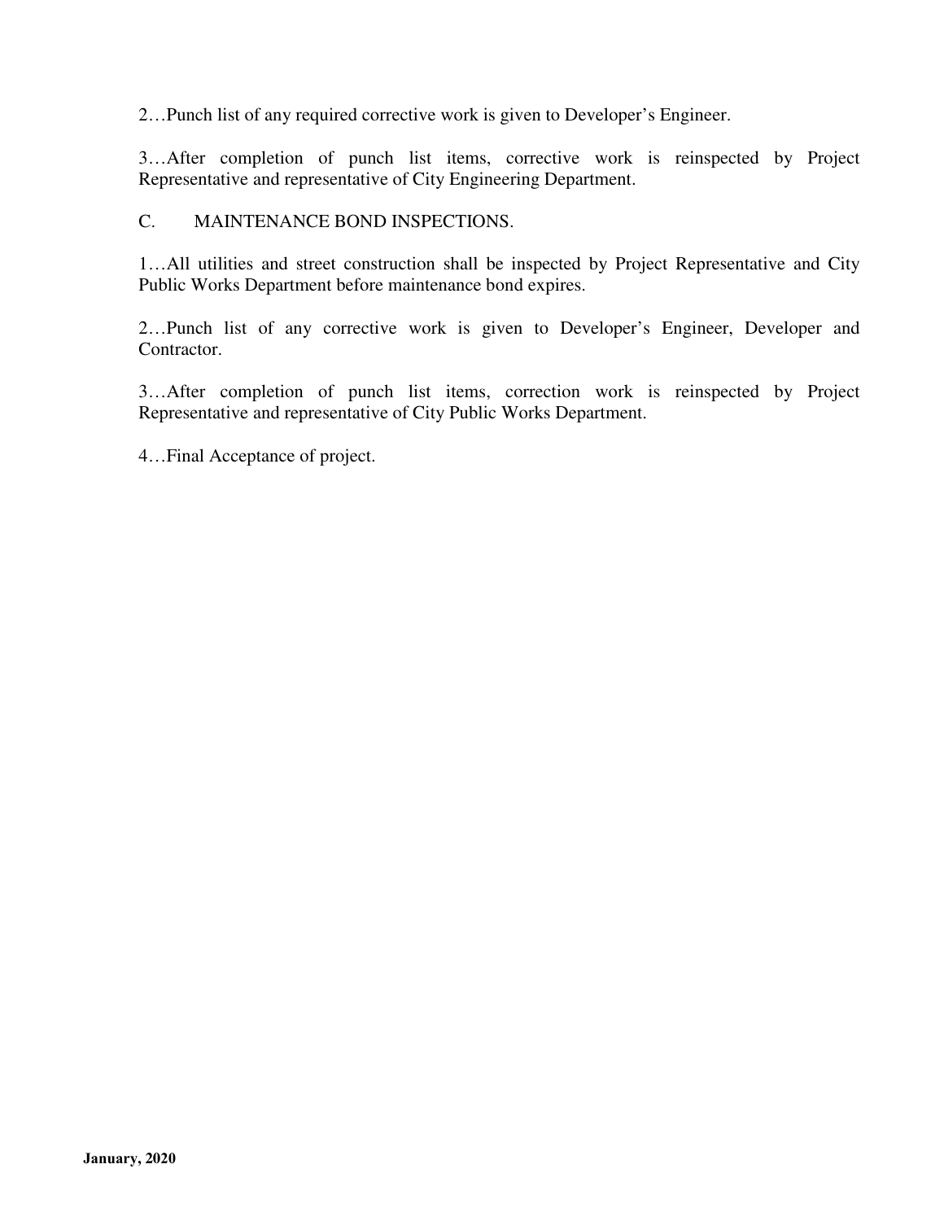2…Punch list of any required corrective work is given to Developer's Engineer.

3…After completion of punch list items, corrective work is reinspected by Project Representative and representative of City Engineering Department.

C. MAINTENANCE BOND INSPECTIONS.

1…All utilities and street construction shall be inspected by Project Representative and City Public Works Department before maintenance bond expires.

2…Punch list of any corrective work is given to Developer's Engineer, Developer and Contractor.

3…After completion of punch list items, correction work is reinspected by Project Representative and representative of City Public Works Department.

4…Final Acceptance of project.

**January, 2020**